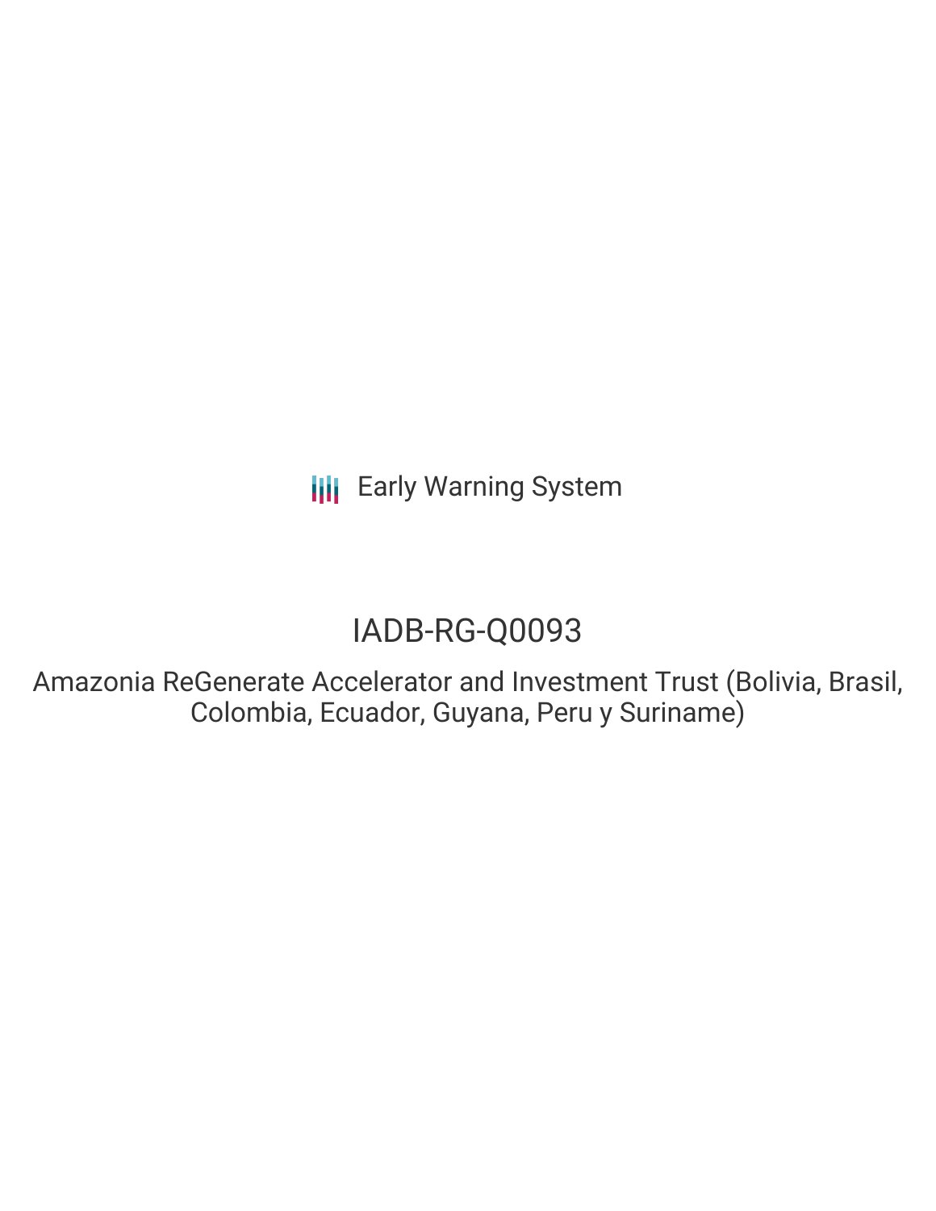Early Warning System

# IADB-RG-Q0093

Amazonia ReGenerate Accelerator and Investment Trust (Bolivia, Brasil, Colombia, Ecuador, Guyana, Peru y Suriname)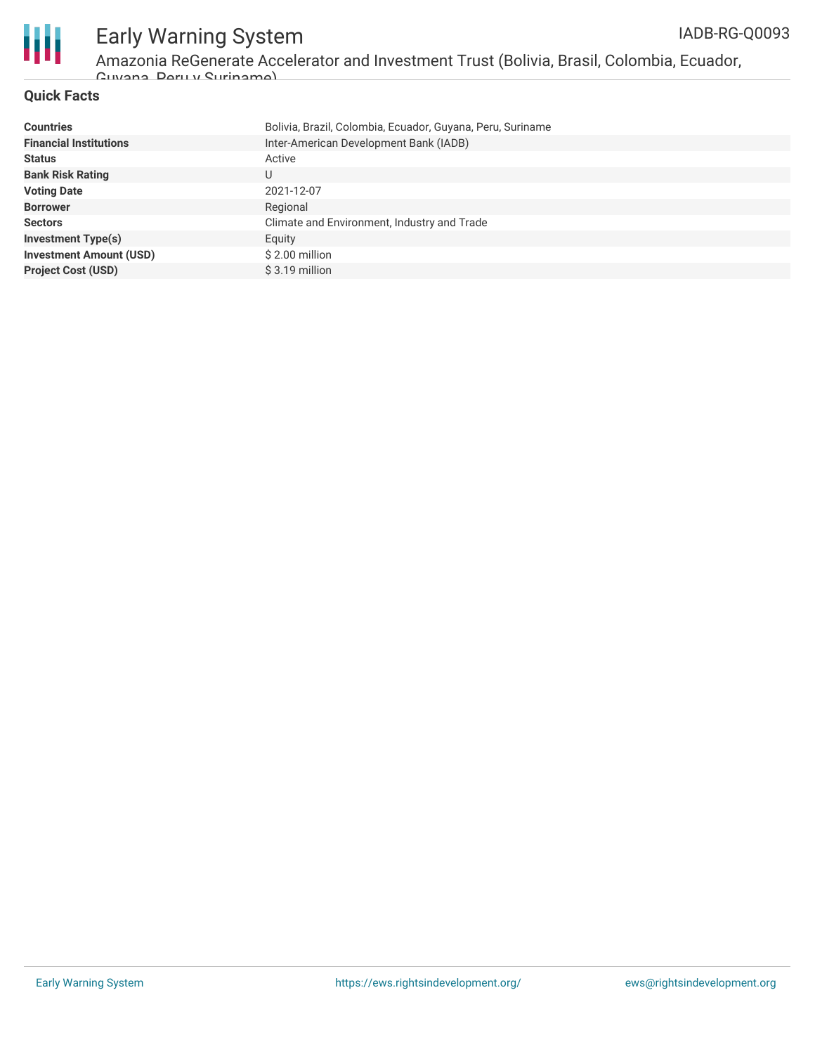## Quick Facts

| | |
|---|---|
| **Countries** | Bolivia, Brazil, Colombia, Ecuador, Guyana, Peru, Suriname |
| **Financial Institutions** | Inter-American Development Bank (IADB) |
| **Status** | Active |
| **Bank Risk Rating** | U |
| **Voting Date** | 2021-12-07 |
| **Borrower** | Regional |
| **Sectors** | Climate and Environment, Industry and Trade |
| **Investment Type(s)** | Equity |
| **Investment Amount (USD)** | $ 2.00 million |
| **Project Cost (USD)** | $ 3.19 million |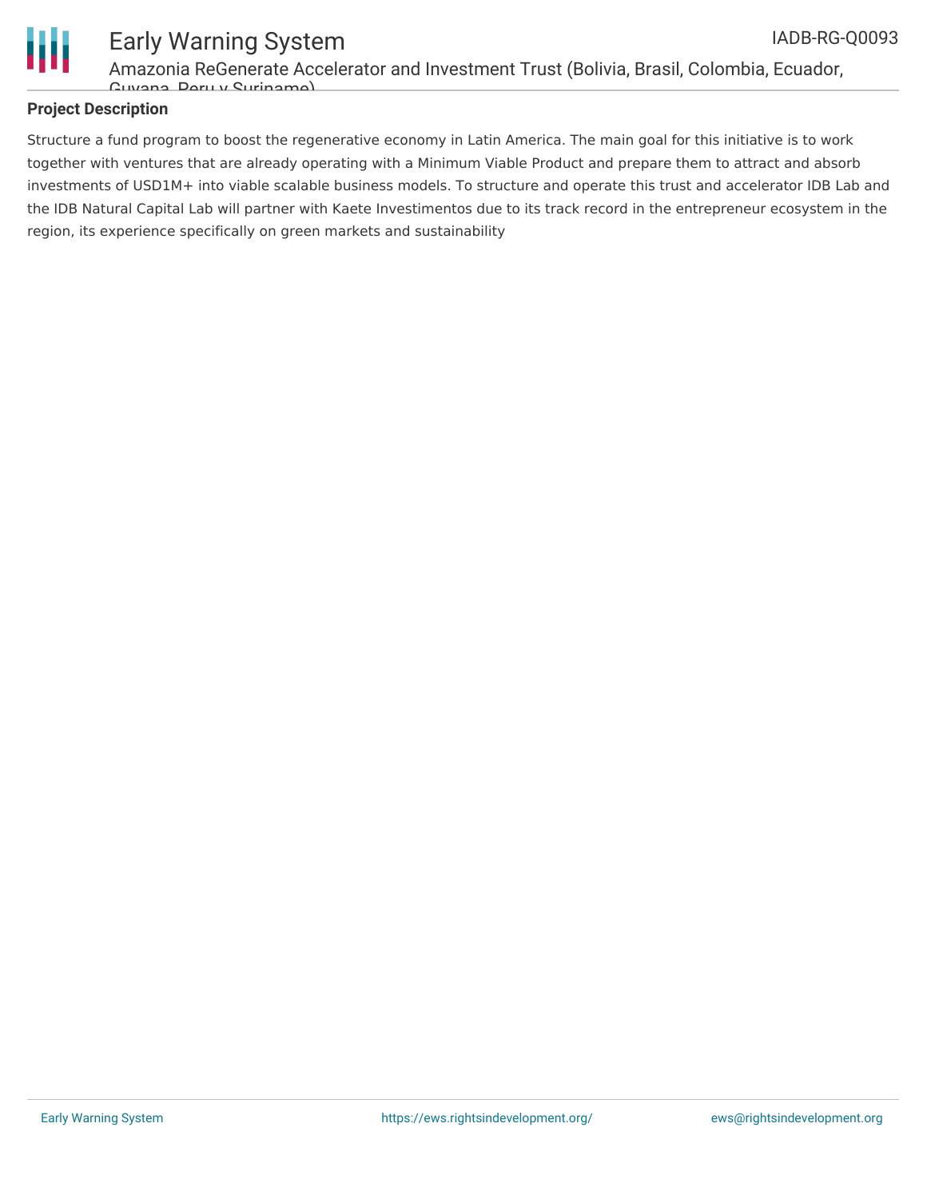## Project Description

Structure a fund program to boost the regenerative economy in Latin America. The main goal for this initiative is to work together with ventures that are already operating with a Minimum Viable Product and prepare them to attract and absorb investments of USD1M+ into viable scalable business models. To structure and operate this trust and accelerator IDB Lab and the IDB Natural Capital Lab will partner with Kaete Investimentos due to its track record in the entrepreneur ecosystem in the region, its experience specifically on green markets and sustainability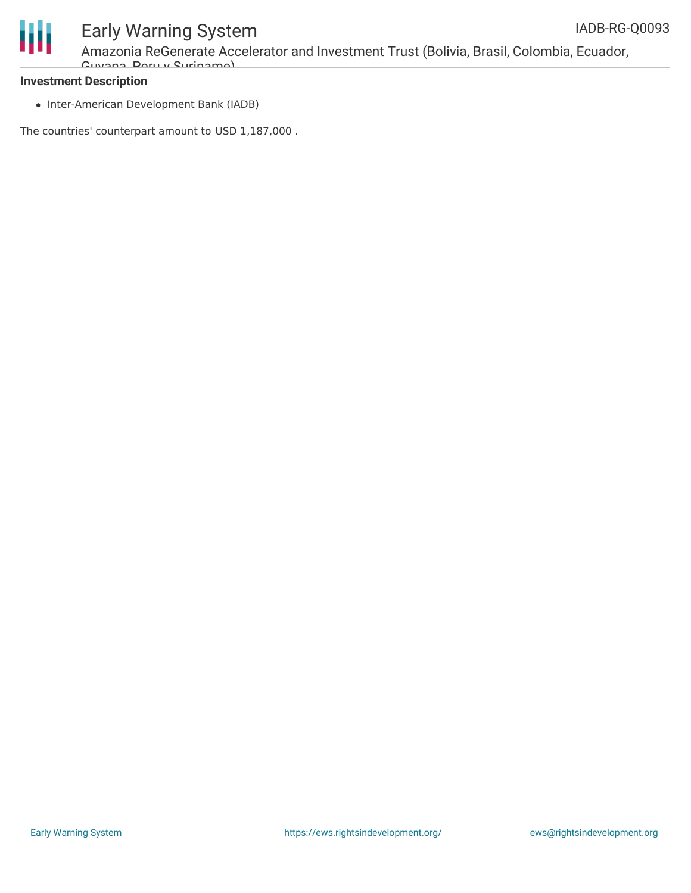**Investment Description**

- Inter-American Development Bank (IADB)

The countries' counterpart amount to USD 1,187,000 .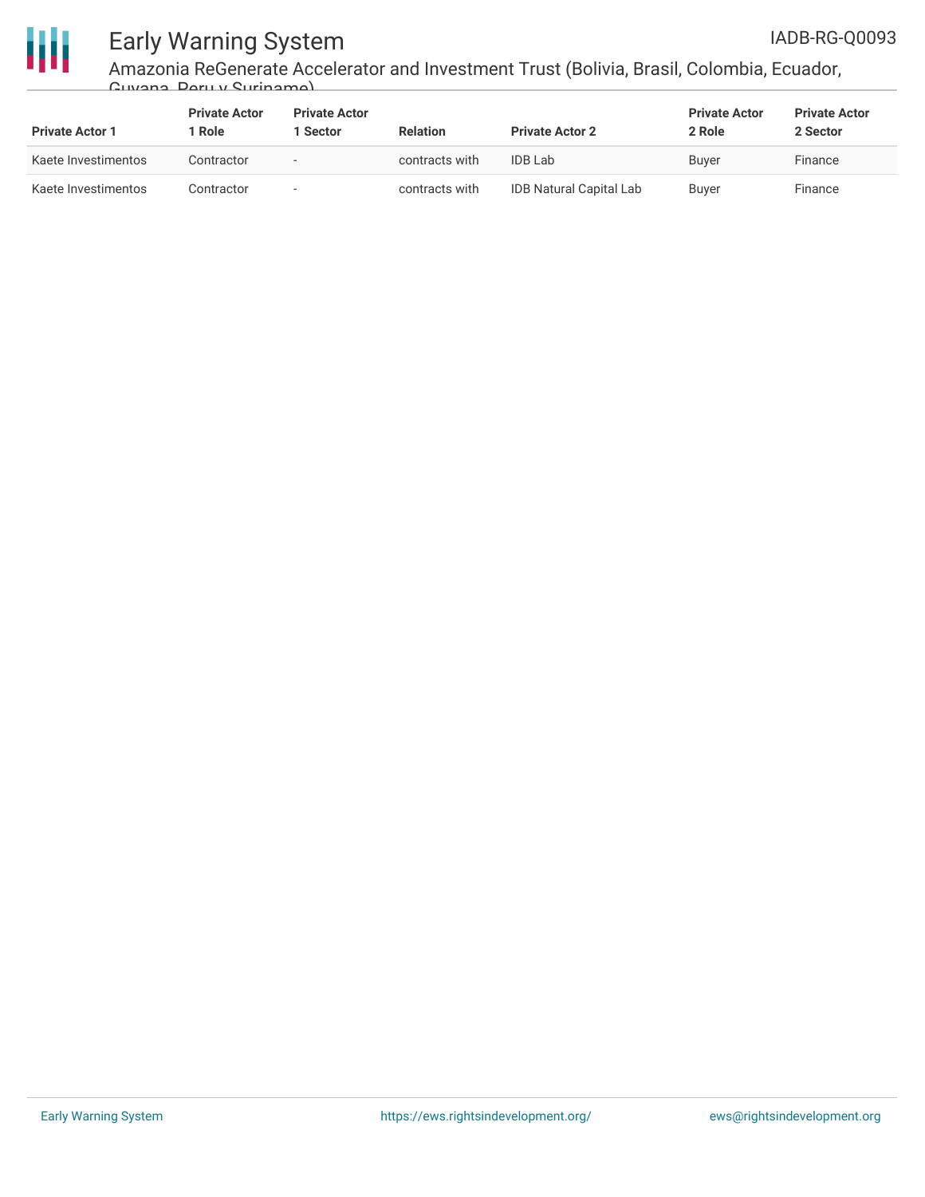| Private Actor 1 | Private Actor 1 Role | Private Actor 1 Sector | Relation | Private Actor 2 | Private Actor 2 Role | Private Actor 2 Sector |
| --- | --- | --- | --- | --- | --- | --- |
| Kaete Investimentos | Contractor | - | contracts with | IDB Lab | Buyer | Finance |
| Kaete Investimentos | Contractor | - | contracts with | IDB Natural Capital Lab | Buyer | Finance |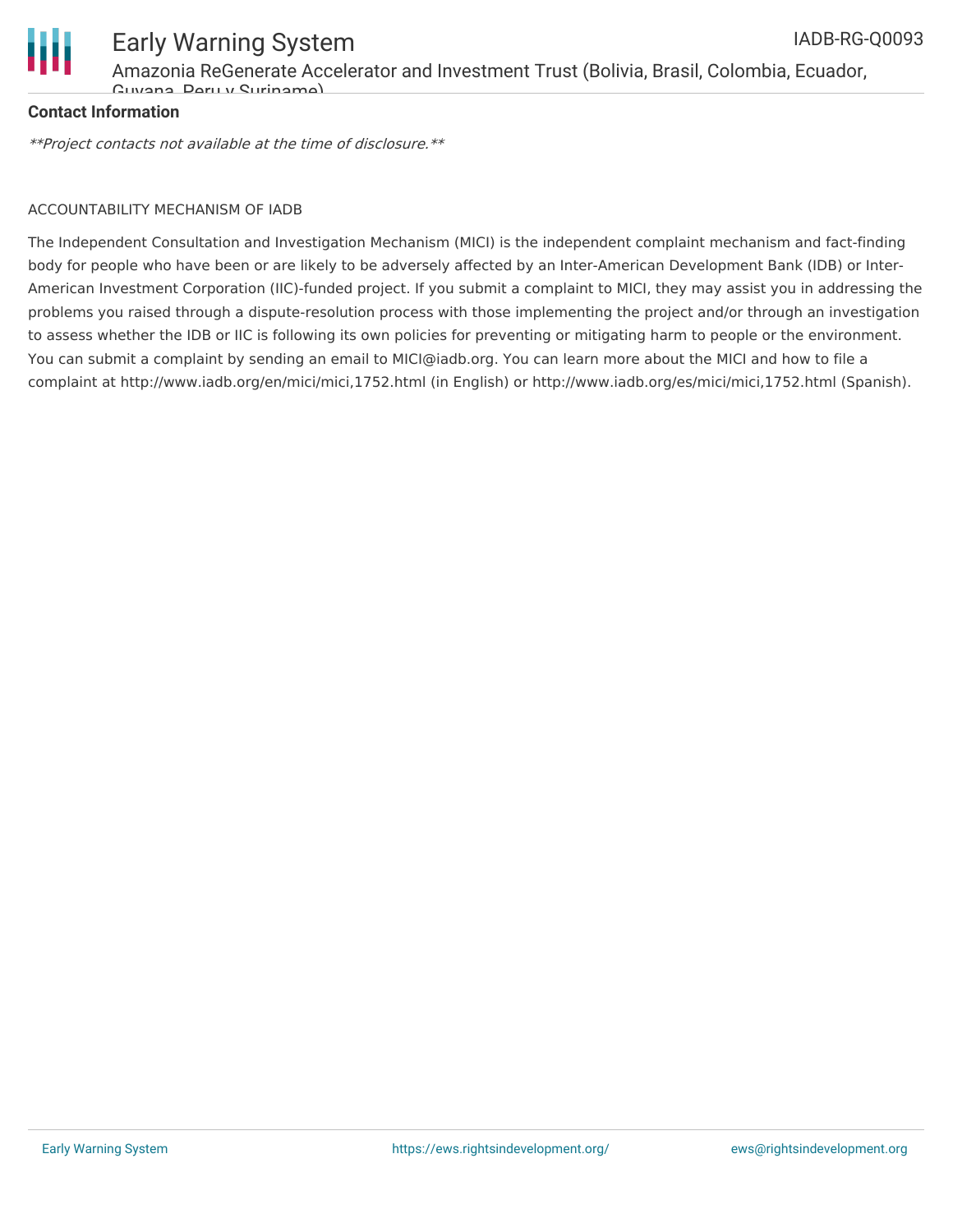**Contact Information**

*\*\*Project contacts not available at the time of disclosure.\*\**

ACCOUNTABILITY MECHANISM OF IADB

The Independent Consultation and Investigation Mechanism (MICI) is the independent complaint mechanism and fact-finding body for people who have been or are likely to be adversely affected by an Inter-American Development Bank (IDB) or Inter-American Investment Corporation (IIC)-funded project. If you submit a complaint to MICI, they may assist you in addressing the problems you raised through a dispute-resolution process with those implementing the project and/or through an investigation to assess whether the IDB or IIC is following its own policies for preventing or mitigating harm to people or the environment. You can submit a complaint by sending an email to MICI@iadb.org. You can learn more about the MICI and how to file a complaint at http://www.iadb.org/en/mici/mici,1752.html (in English) or http://www.iadb.org/es/mici/mici,1752.html (Spanish).